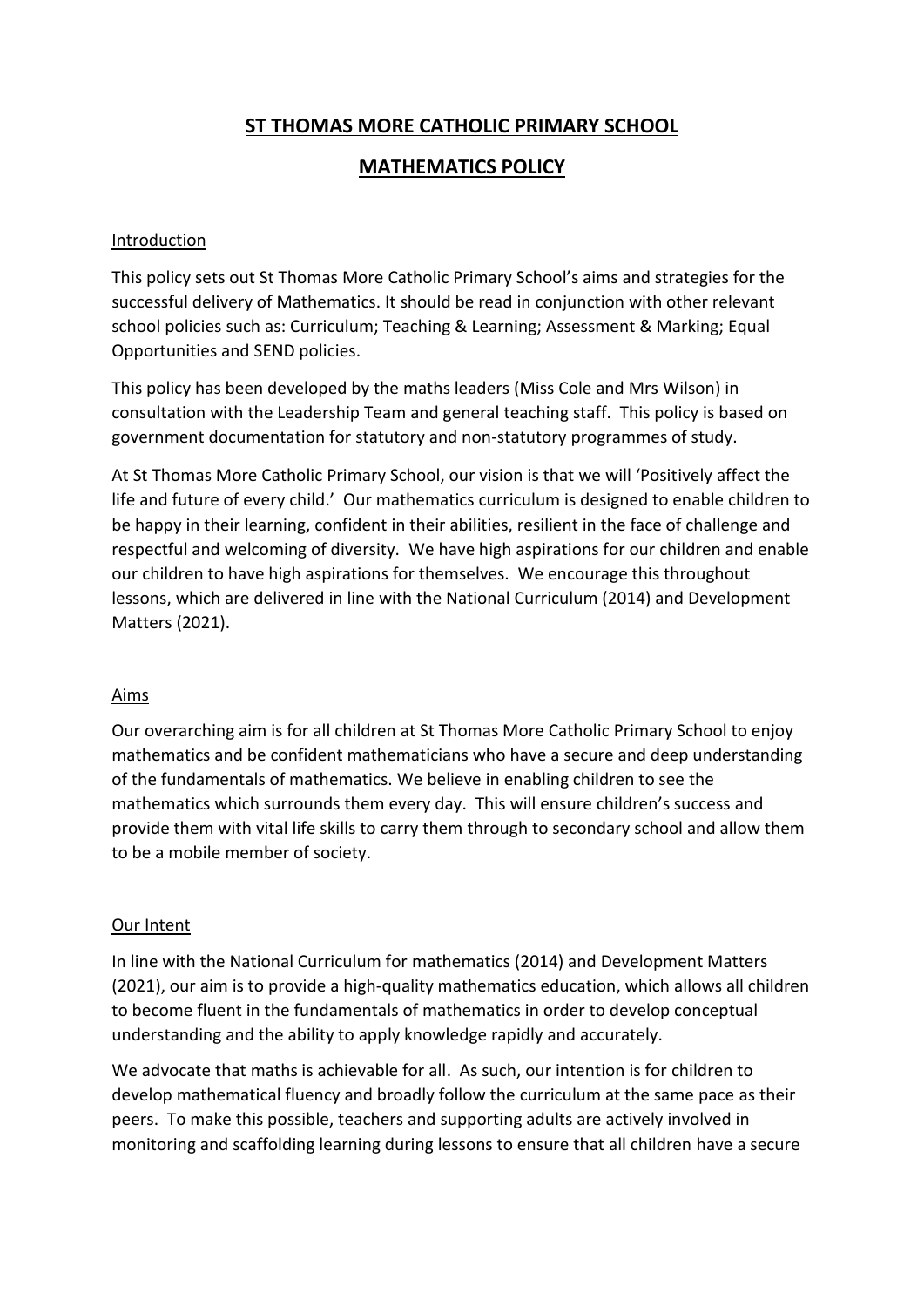# ST THOMAS MORE CATHOLIC PRIMARY SCHOOL

## MATHEMATICS POLICY

### Introduction

This policy sets out St Thomas More Catholic Primary School's aims and strategies for the successful delivery of Mathematics. It should be read in conjunction with other relevant school policies such as: Curriculum; Teaching & Learning; Assessment & Marking; Equal Opportunities and SEND policies.

This policy has been developed by the maths leaders (Miss Cole and Mrs Wilson) in consultation with the Leadership Team and general teaching staff. This policy is based on government documentation for statutory and non-statutory programmes of study.

At St Thomas More Catholic Primary School, our vision is that we will 'Positively affect the life and future of every child.' Our mathematics curriculum is designed to enable children to be happy in their learning, confident in their abilities, resilient in the face of challenge and respectful and welcoming of diversity. We have high aspirations for our children and enable our children to have high aspirations for themselves. We encourage this throughout lessons, which are delivered in line with the National Curriculum (2014) and Development Matters (2021).

### Aims

Our overarching aim is for all children at St Thomas More Catholic Primary School to enjoy mathematics and be confident mathematicians who have a secure and deep understanding of the fundamentals of mathematics. We believe in enabling children to see the mathematics which surrounds them every day. This will ensure children's success and provide them with vital life skills to carry them through to secondary school and allow them to be a mobile member of society.

### Our Intent

In line with the National Curriculum for mathematics (2014) and Development Matters (2021), our aim is to provide a high-quality mathematics education, which allows all children to become fluent in the fundamentals of mathematics in order to develop conceptual understanding and the ability to apply knowledge rapidly and accurately.

We advocate that maths is achievable for all. As such, our intention is for children to develop mathematical fluency and broadly follow the curriculum at the same pace as their peers. To make this possible, teachers and supporting adults are actively involved in monitoring and scaffolding learning during lessons to ensure that all children have a secure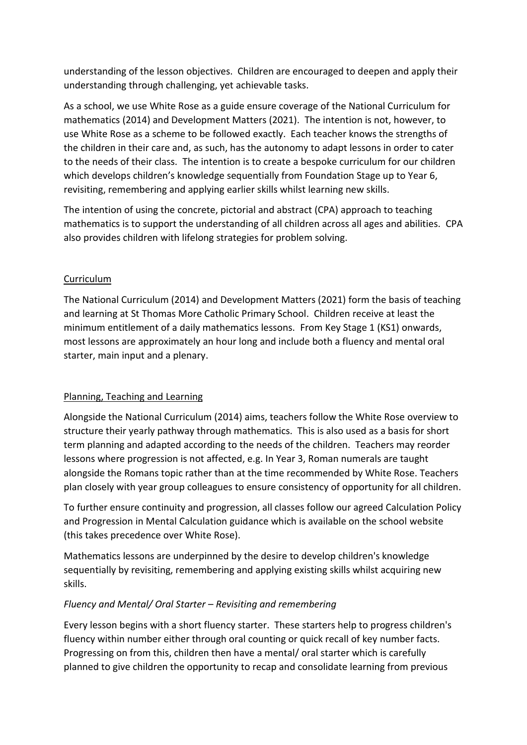understanding of the lesson objectives. Children are encouraged to deepen and apply their understanding through challenging, yet achievable tasks.

As a school, we use White Rose as a guide ensure coverage of the National Curriculum for mathematics (2014) and Development Matters (2021). The intention is not, however, to use White Rose as a scheme to be followed exactly. Each teacher knows the strengths of the children in their care and, as such, has the autonomy to adapt lessons in order to cater to the needs of their class. The intention is to create a bespoke curriculum for our children which develops children's knowledge sequentially from Foundation Stage up to Year 6, revisiting, remembering and applying earlier skills whilst learning new skills.

The intention of using the concrete, pictorial and abstract (CPA) approach to teaching mathematics is to support the understanding of all children across all ages and abilities. CPA also provides children with lifelong strategies for problem solving.

## Curriculum

The National Curriculum (2014) and Development Matters (2021) form the basis of teaching and learning at St Thomas More Catholic Primary School. Children receive at least the minimum entitlement of a daily mathematics lessons. From Key Stage 1 (KS1) onwards, most lessons are approximately an hour long and include both a fluency and mental oral starter, main input and a plenary.

## Planning, Teaching and Learning

Alongside the National Curriculum (2014) aims, teachers follow the White Rose overview to structure their yearly pathway through mathematics. This is also used as a basis for short term planning and adapted according to the needs of the children. Teachers may reorder lessons where progression is not affected, e.g. In Year 3, Roman numerals are taught alongside the Romans topic rather than at the time recommended by White Rose. Teachers plan closely with year group colleagues to ensure consistency of opportunity for all children.

To further ensure continuity and progression, all classes follow our agreed Calculation Policy and Progression in Mental Calculation guidance which is available on the school website (this takes precedence over White Rose).

Mathematics lessons are underpinned by the desire to develop children's knowledge sequentially by revisiting, remembering and applying existing skills whilst acquiring new skills.

### *Fluency and Mental/ Oral Starter – Revisiting and remembering*

Every lesson begins with a short fluency starter. These starters help to progress children's fluency within number either through oral counting or quick recall of key number facts. Progressing on from this, children then have a mental/ oral starter which is carefully planned to give children the opportunity to recap and consolidate learning from previous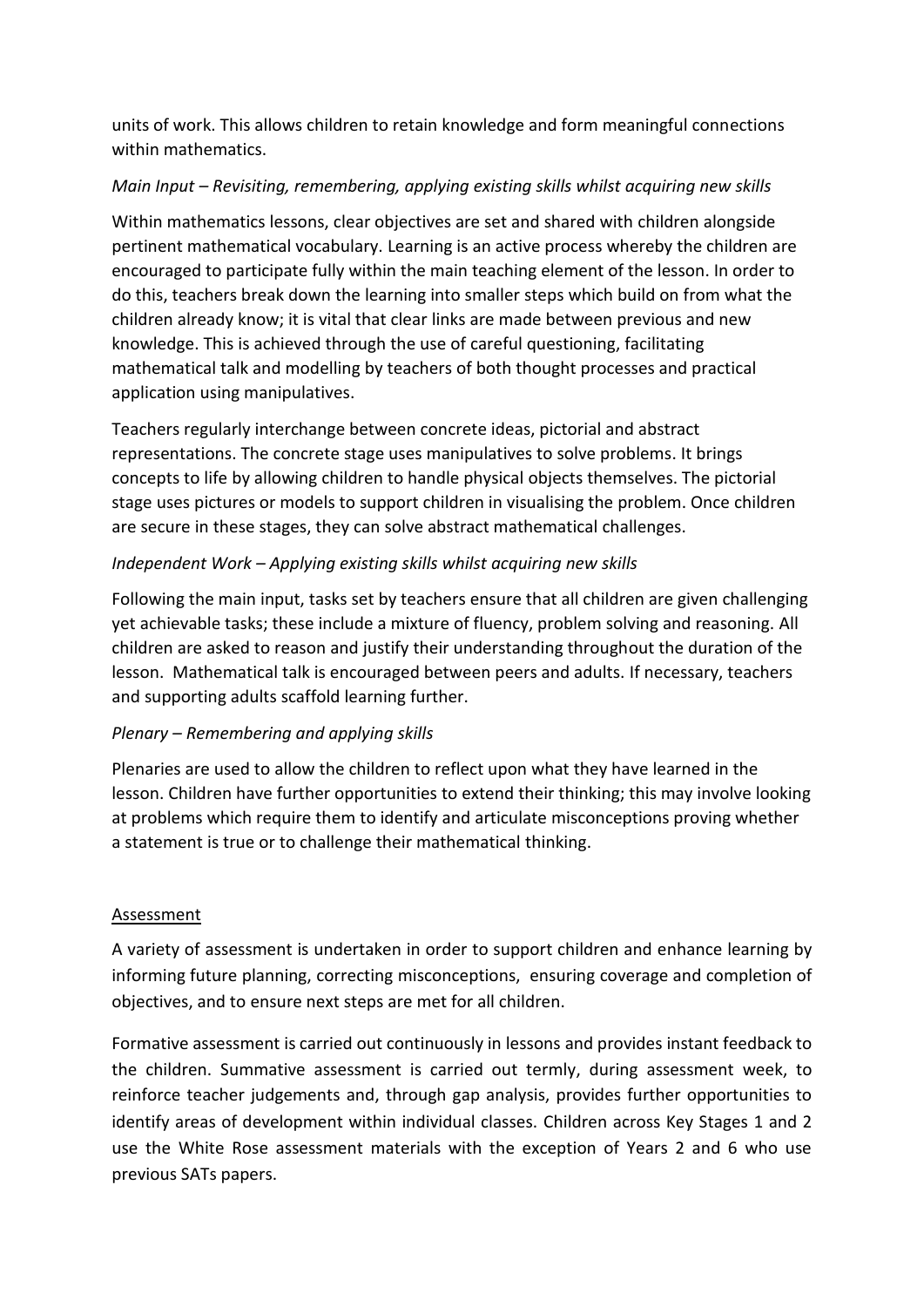units of work. This allows children to retain knowledge and form meaningful connections within mathematics.

*Main Input – Revisiting, remembering, applying existing skills whilst acquiring new skills*

Within mathematics lessons, clear objectives are set and shared with children alongside pertinent mathematical vocabulary. Learning is an active process whereby the children are encouraged to participate fully within the main teaching element of the lesson. In order to do this, teachers break down the learning into smaller steps which build on from what the children already know; it is vital that clear links are made between previous and new knowledge. This is achieved through the use of careful questioning, facilitating mathematical talk and modelling by teachers of both thought processes and practical application using manipulatives.

Teachers regularly interchange between concrete ideas, pictorial and abstract representations. The concrete stage uses manipulatives to solve problems. It brings concepts to life by allowing children to handle physical objects themselves. The pictorial stage uses pictures or models to support children in visualising the problem. Once children are secure in these stages, they can solve abstract mathematical challenges.

*Independent Work – Applying existing skills whilst acquiring new skills*

Following the main input, tasks set by teachers ensure that all children are given challenging yet achievable tasks; these include a mixture of fluency, problem solving and reasoning. All children are asked to reason and justify their understanding throughout the duration of the lesson. Mathematical talk is encouraged between peers and adults. If necessary, teachers and supporting adults scaffold learning further.

*Plenary – Remembering and applying skills*

Plenaries are used to allow the children to reflect upon what they have learned in the lesson. Children have further opportunities to extend their thinking; this may involve looking at problems which require them to identify and articulate misconceptions proving whether a statement is true or to challenge their mathematical thinking.

## Assessment

A variety of assessment is undertaken in order to support children and enhance learning by informing future planning, correcting misconceptions, ensuring coverage and completion of objectives, and to ensure next steps are met for all children.

Formative assessment is carried out continuously in lessons and provides instant feedback to the children. Summative assessment is carried out termly, during assessment week, to reinforce teacher judgements and, through gap analysis, provides further opportunities to identify areas of development within individual classes. Children across Key Stages 1 and 2 use the White Rose assessment materials with the exception of Years 2 and 6 who use previous SATs papers.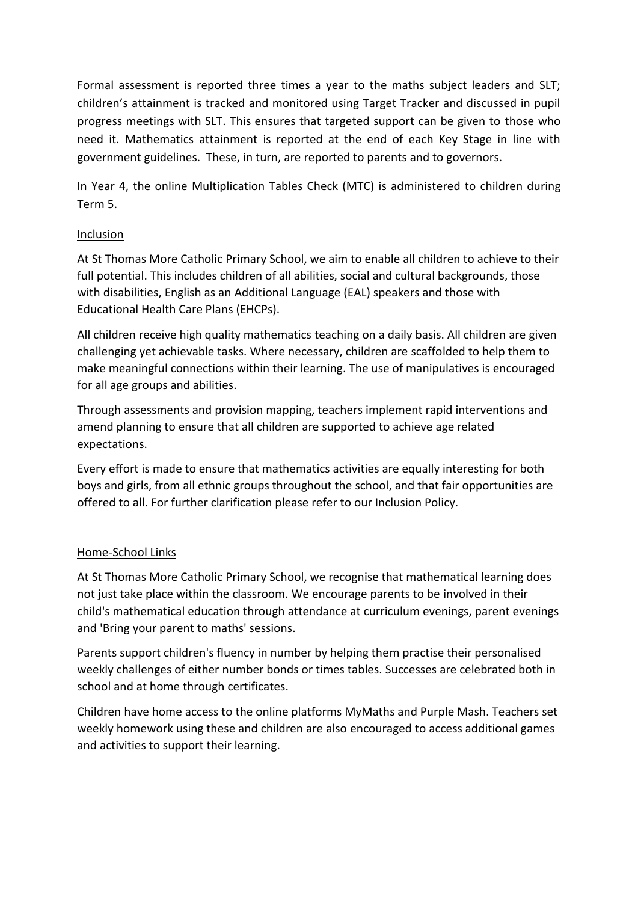Formal assessment is reported three times a year to the maths subject leaders and SLT; children's attainment is tracked and monitored using Target Tracker and discussed in pupil progress meetings with SLT. This ensures that targeted support can be given to those who need it. Mathematics attainment is reported at the end of each Key Stage in line with government guidelines. These, in turn, are reported to parents and to governors.

In Year 4, the online Multiplication Tables Check (MTC) is administered to children during Term 5.

## Inclusion

At St Thomas More Catholic Primary School, we aim to enable all children to achieve to their full potential. This includes children of all abilities, social and cultural backgrounds, those with disabilities, English as an Additional Language (EAL) speakers and those with Educational Health Care Plans (EHCPs).

All children receive high quality mathematics teaching on a daily basis. All children are given challenging yet achievable tasks. Where necessary, children are scaffolded to help them to make meaningful connections within their learning. The use of manipulatives is encouraged for all age groups and abilities.

Through assessments and provision mapping, teachers implement rapid interventions and amend planning to ensure that all children are supported to achieve age related expectations.

Every effort is made to ensure that mathematics activities are equally interesting for both boys and girls, from all ethnic groups throughout the school, and that fair opportunities are offered to all. For further clarification please refer to our Inclusion Policy.

## Home-School Links

At St Thomas More Catholic Primary School, we recognise that mathematical learning does not just take place within the classroom. We encourage parents to be involved in their child's mathematical education through attendance at curriculum evenings, parent evenings and 'Bring your parent to maths' sessions.

Parents support children's fluency in number by helping them practise their personalised weekly challenges of either number bonds or times tables. Successes are celebrated both in school and at home through certificates.

Children have home access to the online platforms MyMaths and Purple Mash. Teachers set weekly homework using these and children are also encouraged to access additional games and activities to support their learning.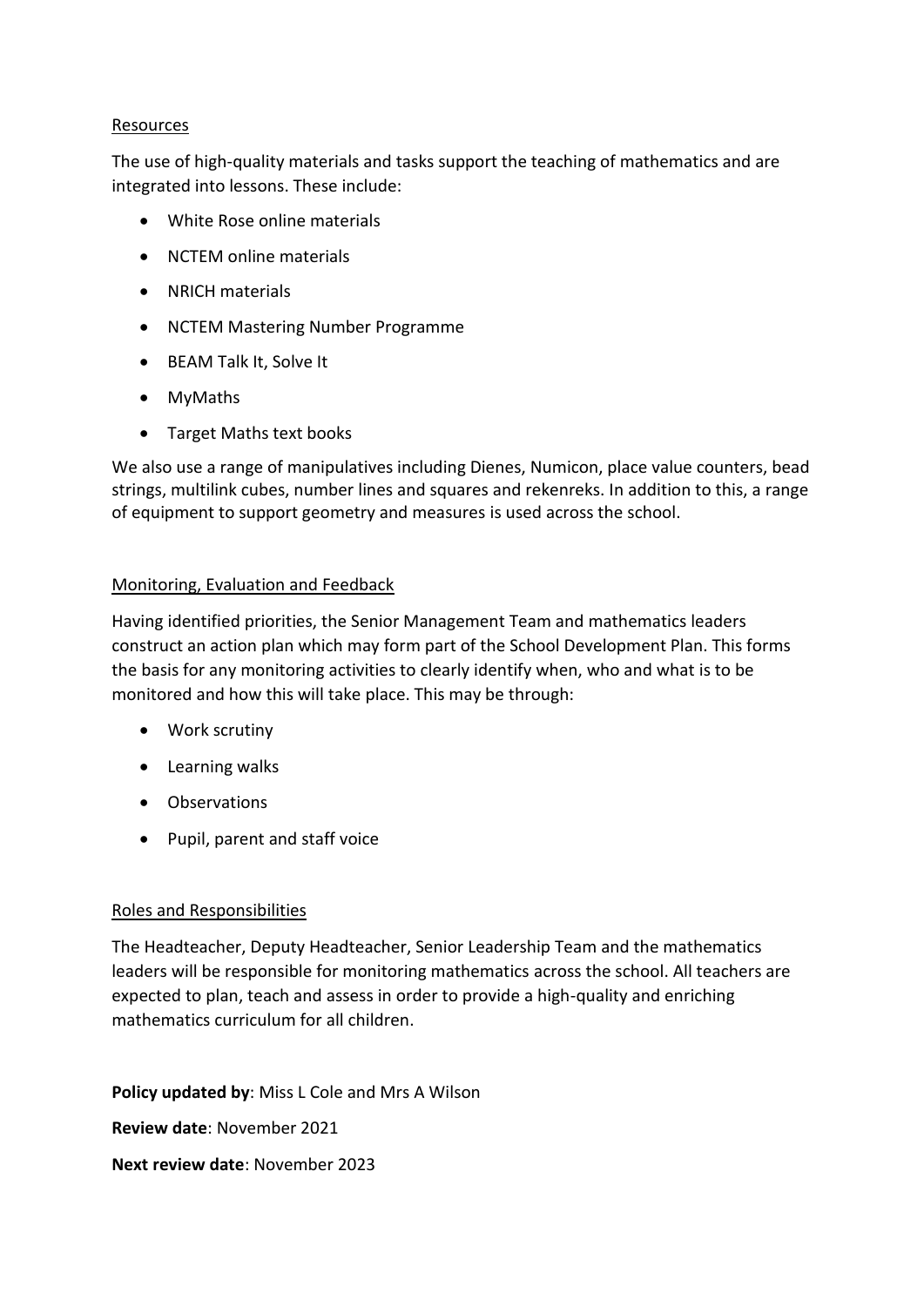## Resources

The use of high-quality materials and tasks support the teaching of mathematics and are integrated into lessons. These include:

- White Rose online materials
- NCTEM online materials
- NRICH materials
- NCTEM Mastering Number Programme
- BEAM Talk It, Solve It
- MyMaths
- Target Maths text books

We also use a range of manipulatives including Dienes, Numicon, place value counters, bead strings, multilink cubes, number lines and squares and rekenreks. In addition to this, a range of equipment to support geometry and measures is used across the school.

## Monitoring, Evaluation and Feedback

Having identified priorities, the Senior Management Team and mathematics leaders construct an action plan which may form part of the School Development Plan. This forms the basis for any monitoring activities to clearly identify when, who and what is to be monitored and how this will take place. This may be through:

- Work scrutiny
- Learning walks
- Observations
- Pupil, parent and staff voice

## Roles and Responsibilities

The Headteacher, Deputy Headteacher, Senior Leadership Team and the mathematics leaders will be responsible for monitoring mathematics across the school. All teachers are expected to plan, teach and assess in order to provide a high-quality and enriching mathematics curriculum for all children.

**Policy updated by**: Miss L Cole and Mrs A Wilson

**Review date**: November 2021

**Next review date**: November 2023